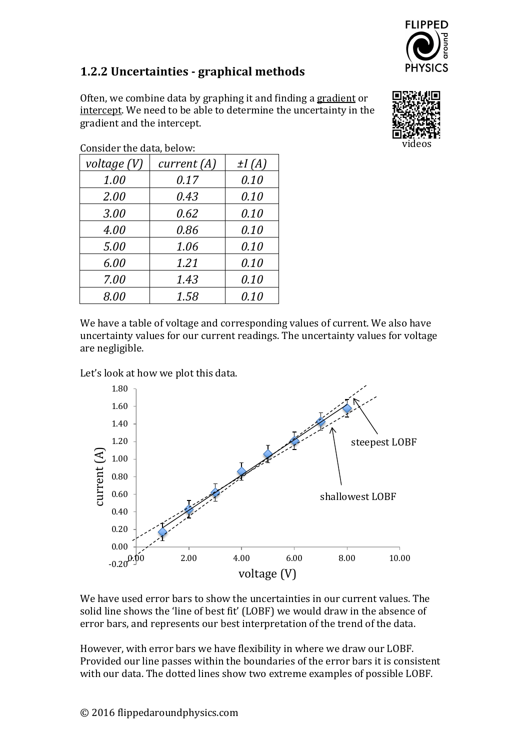## 1.2.2 Uncertainties - graphical methods

Often, we combine data by graphing it and finding a gradient or intercept. We need to be able to determine the uncertainty in the gradient and the intercept.

Consider the data, below:

| *voltage (V)* | *current (A)* | *±I (A)* |
|---|---|---|
| *1.00* | *0.17* | *0.10* |
| *2.00* | *0.43* | *0.10* |
| *3.00* | *0.62* | *0.10* |
| *4.00* | *0.86* | *0.10* |
| *5.00* | *1.06* | *0.10* |
| *6.00* | *1.21* | *0.10* |
| *7.00* | *1.43* | *0.10* |
| *8.00* | *1.58* | *0.10* |

We have a table of voltage and corresponding values of current. We also have uncertainty values for our current readings. The uncertainty values for voltage are negligible.

Let's look at how we plot this data.

We have used error bars to show the uncertainties in our current values. The solid line shows the 'line of best fit' (LOBF) we would draw in the absence of error bars, and represents our best interpretation of the trend of the data.

However, with error bars we have flexibility in where we draw our LOBF. Provided our line passes within the boundaries of the error bars it is consistent with our data. The dotted lines show two extreme examples of possible LOBF.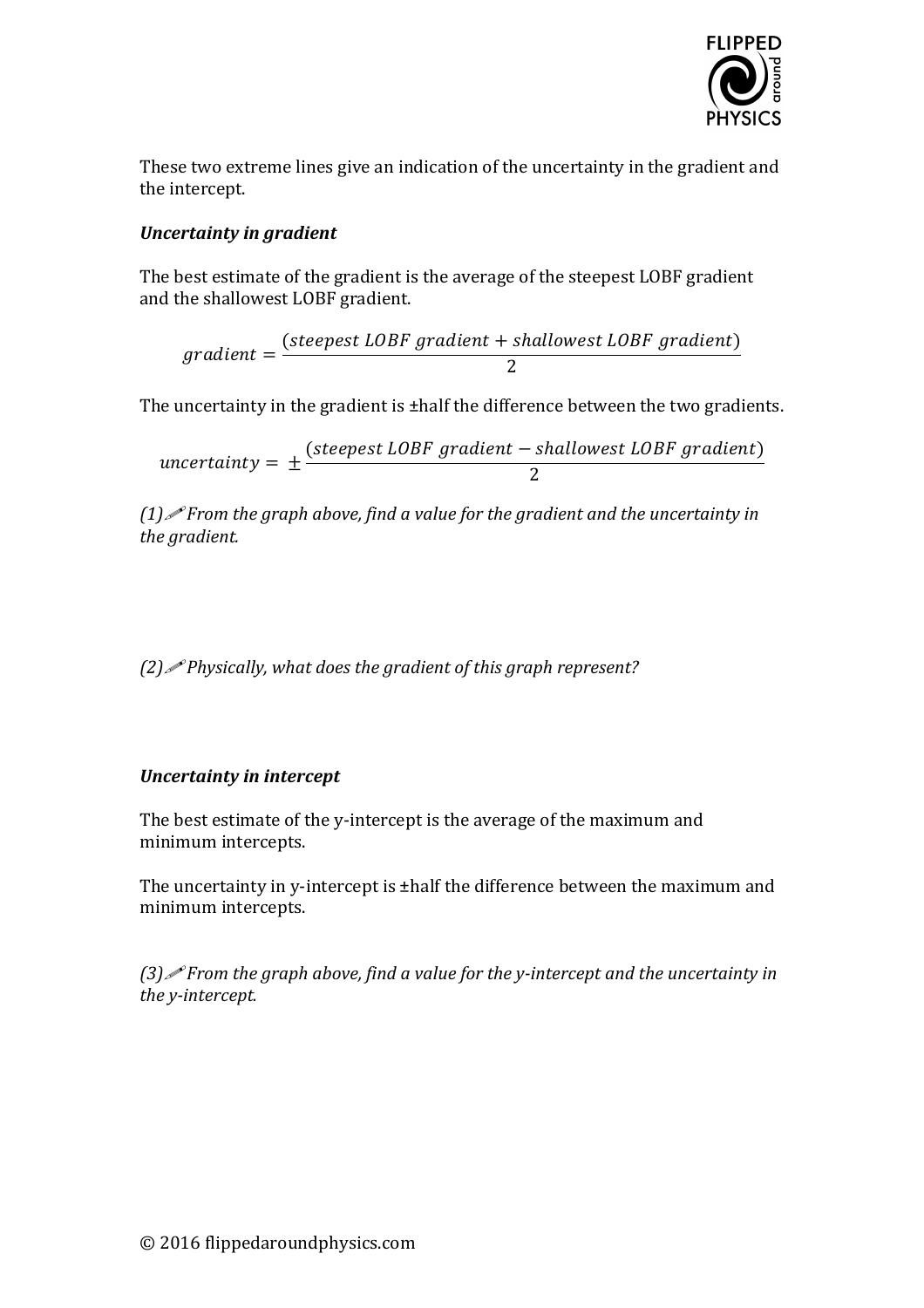These two extreme lines give an indication of the uncertainty in the gradient and the intercept.

***Uncertainty in gradient***

The best estimate of the gradient is the average of the steepest LOBF gradient and the shallowest LOBF gradient.

$$gradient = \frac{(steepest\ LOBF\ gradient + shallowest\ LOBF\ gradient)}{2}$$

The uncertainty in the gradient is ±half the difference between the two gradients.

$$uncertainty = \pm \frac{(steepest\ LOBF\ gradient - shallowest\ LOBF\ gradient)}{2}$$

*(1)✎From the graph above, find a value for the gradient and the uncertainty in the gradient.*

*(2)✎Physically, what does the gradient of this graph represent?*

***Uncertainty in intercept***

The best estimate of the y-intercept is the average of the maximum and minimum intercepts.

The uncertainty in y-intercept is ±half the difference between the maximum and minimum intercepts.

*(3)✎From the graph above, find a value for the y-intercept and the uncertainty in the y-intercept.*

© 2016 flippedaroundphysics.com